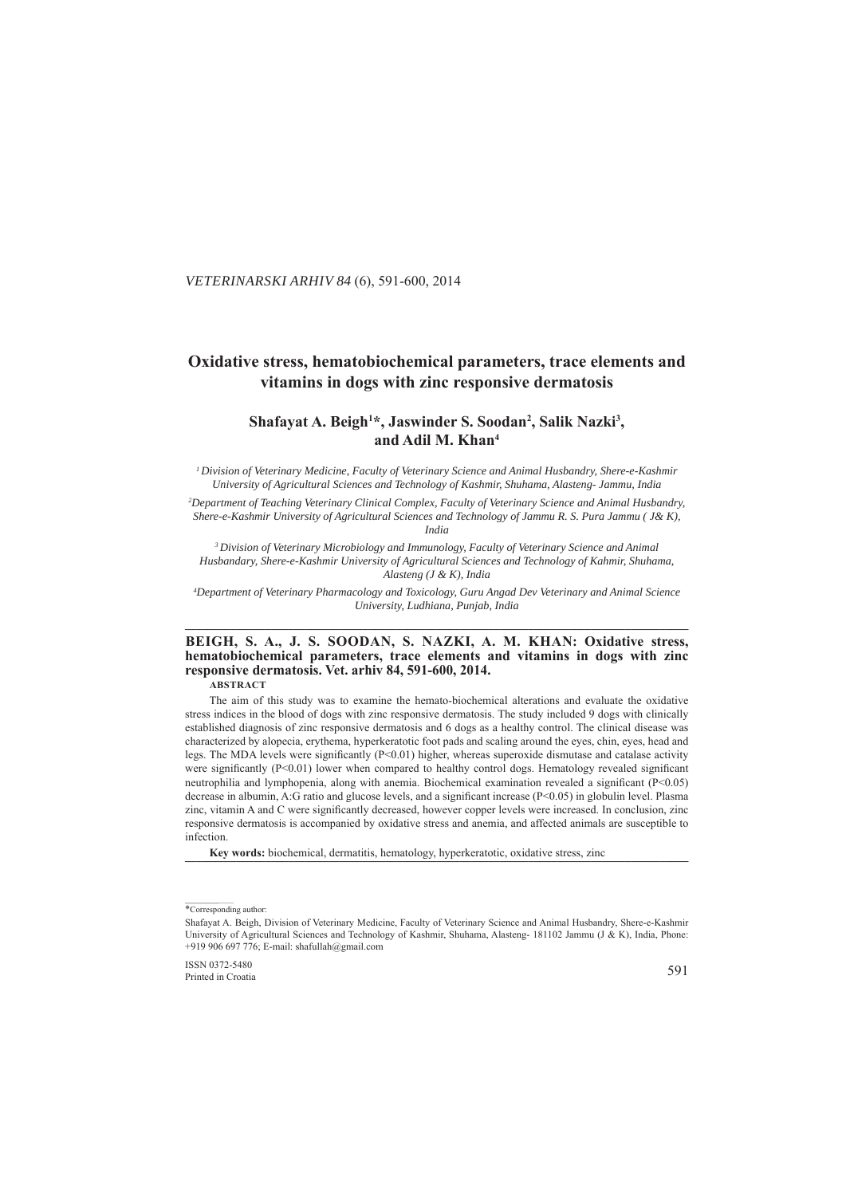# Oxidative stress, hematobiochemical parameters, trace elements and vitamins in dogs with zinc responsive dermatosis

**Shafayat A. Beigh[1]*, Jaswinder S. Soodan[2], Salik Nazki[3], and Adil M. Khan[4]**

*[1] Division of Veterinary Medicine, Faculty of Veterinary Science and Animal Husbandry, Shere-e-Kashmir University of Agricultural Sciences and Technology of Kashmir, Shuhama, Alasteng- Jammu, India*

*[2] Department of Teaching Veterinary Clinical Complex, Faculty of Veterinary Science and Animal Husbandry, Shere-e-Kashmir University of Agricultural Sciences and Technology of Jammu R. S. Pura Jammu ( J& K), India*

*[3] Division of Veterinary Microbiology and Immunology, Faculty of Veterinary Science and Animal Husbandary, Shere-e-Kashmir University of Agricultural Sciences and Technology of Kahmir, Shuhama, Alasteng (J & K), India*

*[4] Department of Veterinary Pharmacology and Toxicology, Guru Angad Dev Veterinary and Animal Science University, Ludhiana, Punjab, India*

---

**BEIGH, S. A., J. S. SOODAN, S. NAZKI, A. M. KHAN: Oxidative stress, hematobiochemical parameters, trace elements and vitamins in dogs with zinc responsive dermatosis. Vet. arhiv 84, 591-600, 2014.**

**ABSTRACT**

The aim of this study was to examine the hemato-biochemical alterations and evaluate the oxidative stress indices in the blood of dogs with zinc responsive dermatosis. The study included 9 dogs with clinically established diagnosis of zinc responsive dermatosis and 6 dogs as a healthy control. The clinical disease was characterized by alopecia, erythema, hyperkeratotic foot pads and scaling around the eyes, chin, eyes, head and legs. The MDA levels were significantly ($P<0.01$) higher, whereas superoxide dismutase and catalase activity were significantly ($P<0.01$) lower when compared to healthy control dogs. Hematology revealed significant neutrophilia and lymphopenia, along with anemia. Biochemical examination revealed a significant ($P<0.05$) decrease in albumin, A:G ratio and glucose levels, and a significant increase ($P<0.05$) in globulin level. Plasma zinc, vitamin A and C were significantly decreased, however copper levels were increased. In conclusion, zinc responsive dermatosis is accompanied by oxidative stress and anemia, and affected animals are susceptible to infection.

**Key words:** biochemical, dermatitis, hematology, hyperkeratotic, oxidative stress, zinc

---

*Corresponding author:

Shafayat A. Beigh, Division of Veterinary Medicine, Faculty of Veterinary Science and Animal Husbandry, Shere-e-Kashmir University of Agricultural Sciences and Technology of Kashmir, Shuhama, Alasteng- 181102 Jammu (J & K), India, Phone: +919 906 697 776; E-mail: shafullah@gmail.com

ISSN 0372-5480
Printed in Croatia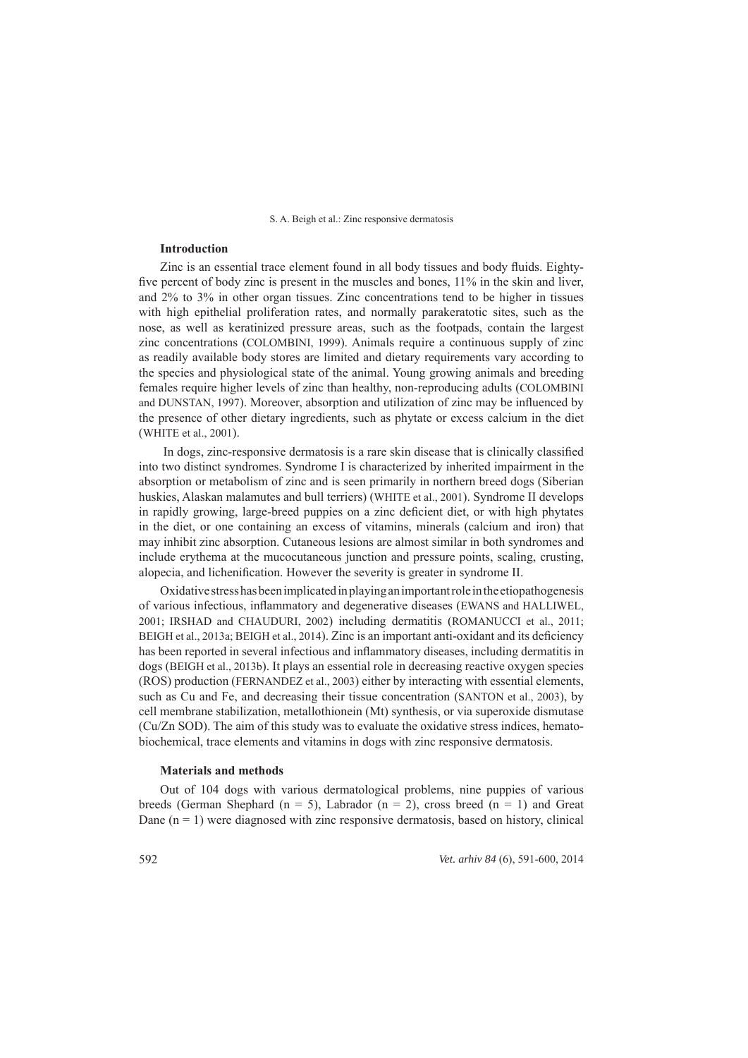## Introduction

Zinc is an essential trace element found in all body tissues and body fluids. Eighty-five percent of body zinc is present in the muscles and bones, 11% in the skin and liver, and 2% to 3% in other organ tissues. Zinc concentrations tend to be higher in tissues with high epithelial proliferation rates, and normally parakeratotic sites, such as the nose, as well as keratinized pressure areas, such as the footpads, contain the largest zinc concentrations (COLOMBINI, 1999). Animals require a continuous supply of zinc as readily available body stores are limited and dietary requirements vary according to the species and physiological state of the animal. Young growing animals and breeding females require higher levels of zinc than healthy, non-reproducing adults (COLOMBINI and DUNSTAN, 1997). Moreover, absorption and utilization of zinc may be influenced by the presence of other dietary ingredients, such as phytate or excess calcium in the diet (WHITE et al., 2001).

In dogs, zinc-responsive dermatosis is a rare skin disease that is clinically classified into two distinct syndromes. Syndrome I is characterized by inherited impairment in the absorption or metabolism of zinc and is seen primarily in northern breed dogs (Siberian huskies, Alaskan malamutes and bull terriers) (WHITE et al., 2001). Syndrome II develops in rapidly growing, large-breed puppies on a zinc deficient diet, or with high phytates in the diet, or one containing an excess of vitamins, minerals (calcium and iron) that may inhibit zinc absorption. Cutaneous lesions are almost similar in both syndromes and include erythema at the mucocutaneous junction and pressure points, scaling, crusting, alopecia, and lichenification. However the severity is greater in syndrome II.

Oxidative stress has been implicated in playing an important role in the etiopathogenesis of various infectious, inflammatory and degenerative diseases (EWANS and HALLIWEL, 2001; IRSHAD and CHAUDURI, 2002) including dermatitis (ROMANUCCI et al., 2011; BEIGH et al., 2013a; BEIGH et al., 2014). Zinc is an important anti-oxidant and its deficiency has been reported in several infectious and inflammatory diseases, including dermatitis in dogs (BEIGH et al., 2013b). It plays an essential role in decreasing reactive oxygen species (ROS) production (FERNANDEZ et al., 2003) either by interacting with essential elements, such as Cu and Fe, and decreasing their tissue concentration (SANTON et al., 2003), by cell membrane stabilization, metallothionein (Mt) synthesis, or via superoxide dismutase (Cu/Zn SOD). The aim of this study was to evaluate the oxidative stress indices, hemato-biochemical, trace elements and vitamins in dogs with zinc responsive dermatosis.

## Materials and methods

Out of 104 dogs with various dermatological problems, nine puppies of various breeds (German Shephard ($n = 5$), Labrador ($n = 2$), cross breed ($n = 1$) and Great Dane ($n = 1$) were diagnosed with zinc responsive dermatosis, based on history, clinical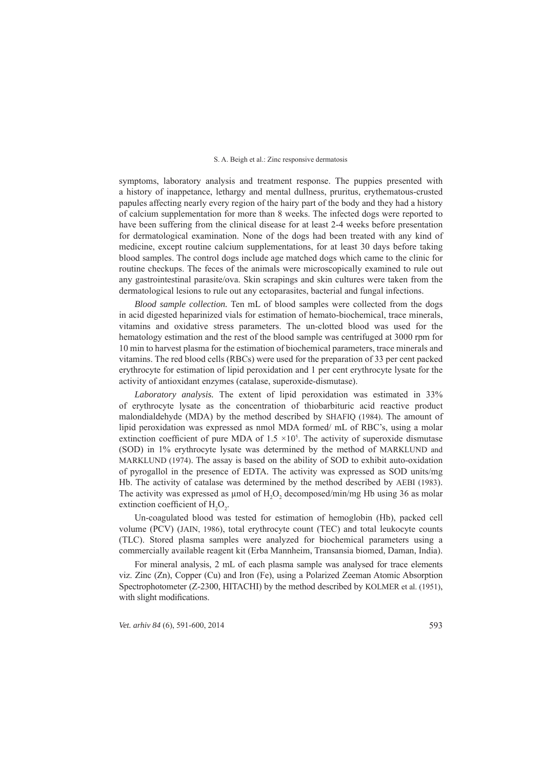symptoms, laboratory analysis and treatment response. The puppies presented with a history of inappetance, lethargy and mental dullness, pruritus, erythematous-crusted papules affecting nearly every region of the hairy part of the body and they had a history of calcium supplementation for more than 8 weeks. The infected dogs were reported to have been suffering from the clinical disease for at least 2-4 weeks before presentation for dermatological examination. None of the dogs had been treated with any kind of medicine, except routine calcium supplementations, for at least 30 days before taking blood samples. The control dogs include age matched dogs which came to the clinic for routine checkups. The feces of the animals were microscopically examined to rule out any gastrointestinal parasite/ova. Skin scrapings and skin cultures were taken from the dermatological lesions to rule out any ectoparasites, bacterial and fungal infections.

*Blood sample collection.* Ten mL of blood samples were collected from the dogs in acid digested heparinized vials for estimation of hemato-biochemical, trace minerals, vitamins and oxidative stress parameters. The un-clotted blood was used for the hematology estimation and the rest of the blood sample was centrifuged at 3000 rpm for 10 min to harvest plasma for the estimation of biochemical parameters, trace minerals and vitamins. The red blood cells (RBCs) were used for the preparation of 33 per cent packed erythrocyte for estimation of lipid peroxidation and 1 per cent erythrocyte lysate for the activity of antioxidant enzymes (catalase, superoxide-dismutase).

*Laboratory analysis.* The extent of lipid peroxidation was estimated in 33% of erythrocyte lysate as the concentration of thiobarbituric acid reactive product malondialdehyde (MDA) by the method described by SHAFIQ (1984). The amount of lipid peroxidation was expressed as nmol MDA formed/ mL of RBC's, using a molar extinction coefficient of pure MDA of $1.5 \times 10^5$. The activity of superoxide dismutase (SOD) in 1% erythrocyte lysate was determined by the method of MARKLUND and MARKLUND (1974). The assay is based on the ability of SOD to exhibit auto-oxidation of pyrogallol in the presence of EDTA. The activity was expressed as SOD units/mg Hb. The activity of catalase was determined by the method described by AEBI (1983). The activity was expressed as µmol of $H_2O_2$ decomposed/min/mg Hb using 36 as molar extinction coefficient of $H_2O_2$.

Un-coagulated blood was tested for estimation of hemoglobin (Hb), packed cell volume (PCV) (JAIN, 1986), total erythrocyte count (TEC) and total leukocyte counts (TLC). Stored plasma samples were analyzed for biochemical parameters using a commercially available reagent kit (Erba Mannheim, Transansia biomed, Daman, India).

For mineral analysis, 2 mL of each plasma sample was analysed for trace elements viz. Zinc (Zn), Copper (Cu) and Iron (Fe), using a Polarized Zeeman Atomic Absorption Spectrophotometer (Z-2300, HITACHI) by the method described by KOLMER et al. (1951), with slight modifications.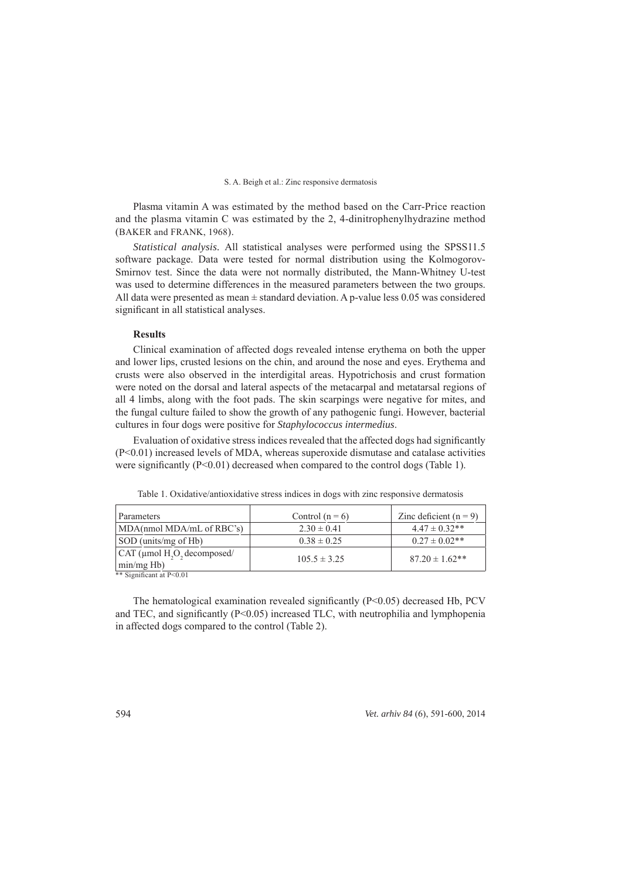Plasma vitamin A was estimated by the method based on the Carr-Price reaction and the plasma vitamin C was estimated by the 2, 4-dinitrophenylhydrazine method (BAKER and FRANK, 1968).

*Statistical analysis.* All statistical analyses were performed using the SPSS11.5 software package. Data were tested for normal distribution using the Kolmogorov-Smirnov test. Since the data were not normally distributed, the Mann-Whitney U-test was used to determine differences in the measured parameters between the two groups. All data were presented as mean ± standard deviation. A p-value less 0.05 was considered significant in all statistical analyses.

## Results

Clinical examination of affected dogs revealed intense erythema on both the upper and lower lips, crusted lesions on the chin, and around the nose and eyes. Erythema and crusts were also observed in the interdigital areas. Hypotrichosis and crust formation were noted on the dorsal and lateral aspects of the metacarpal and metatarsal regions of all 4 limbs, along with the foot pads. The skin scarpings were negative for mites, and the fungal culture failed to show the growth of any pathogenic fungi. However, bacterial cultures in four dogs were positive for *Staphylococcus intermedius*.

Evaluation of oxidative stress indices revealed that the affected dogs had significantly ($P<0.01$) increased levels of MDA, whereas superoxide dismutase and catalase activities were significantly ($P<0.01$) decreased when compared to the control dogs (Table 1).

Table 1. Oxidative/antioxidative stress indices in dogs with zinc responsive dermatosis

| Parameters | Control (n = 6) | Zinc deficient (n = 9) |
|---|---|---|
| MDA(nmol MDA/mL of RBC's) | 2.30 ± 0.41 | 4.47 ± 0.32** |
| SOD (units/mg of Hb) | 0.38 ± 0.25 | 0.27 ± 0.02** |
| CAT (μmol $H_2O_2$ decomposed/ min/mg Hb) | 105.5 ± 3.25 | 87.20 ± 1.62** |

** Significant at $P<0.01$

The hematological examination revealed significantly ($P<0.05$) decreased Hb, PCV and TEC, and significantly ($P<0.05$) increased TLC, with neutrophilia and lymphopenia in affected dogs compared to the control (Table 2).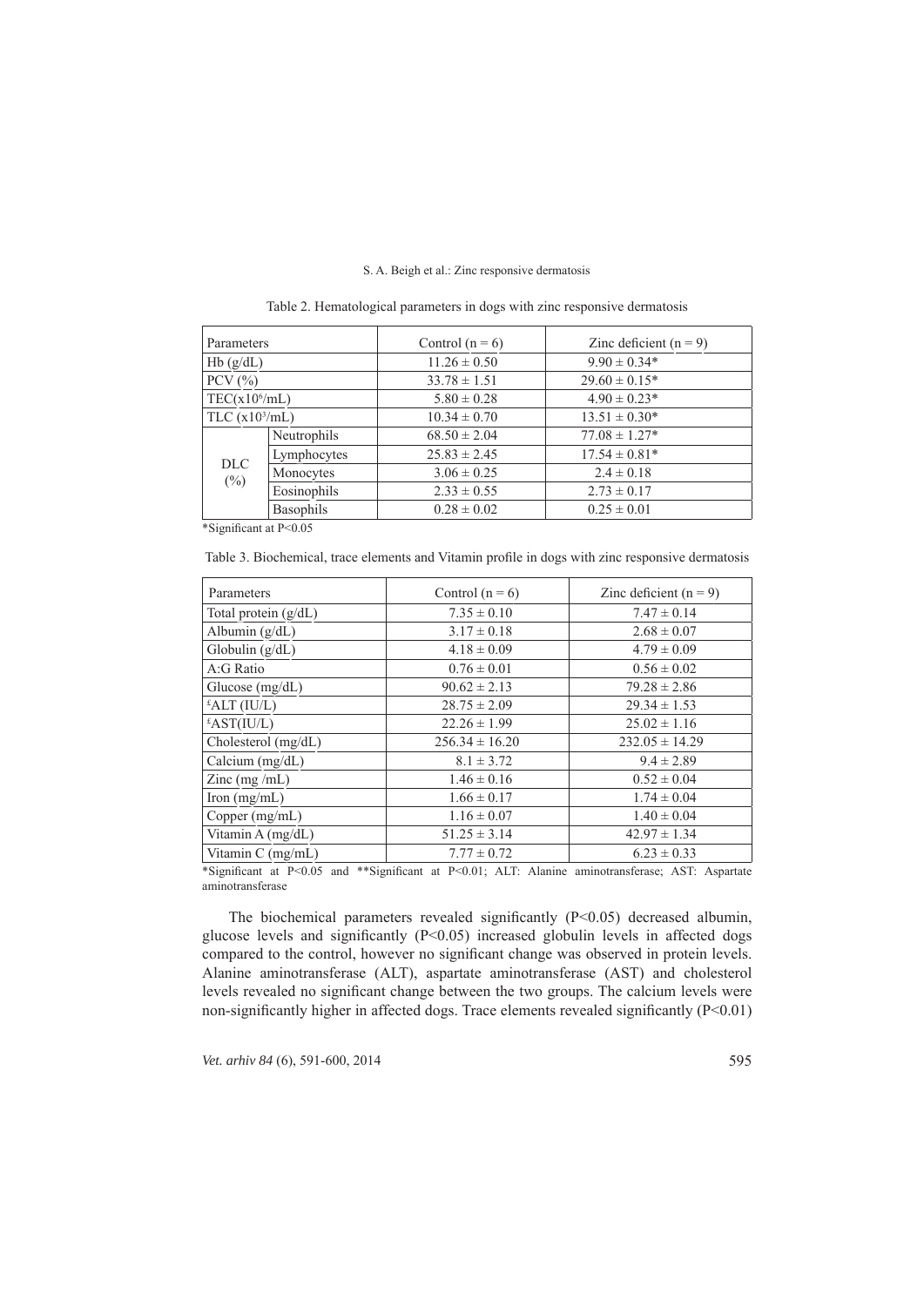Table 2. Hematological parameters in dogs with zinc responsive dermatosis

| Parameters | | Control (n = 6) | Zinc deficient (n = 9) |
|---|---|---|---|
| Hb (g/dL) | | 11.26 ± 0.50 | 9.90 ± 0.34* |
| PCV (%) | | 33.78 ± 1.51 | 29.60 ± 0.15* |
| TEC($x10^6$/mL) | | 5.80 ± 0.28 | 4.90 ± 0.23* |
| TLC ($x10^3$/mL) | | 10.34 ± 0.70 | 13.51 ± 0.30* |
| DLC (%) | Neutrophils | 68.50 ± 2.04 | 77.08 ± 1.27* |
| | Lymphocytes | 25.83 ± 2.45 | 17.54 ± 0.81* |
| | Monocytes | 3.06 ± 0.25 | 2.4 ± 0.18 |
| | Eosinophils | 2.33 ± 0.55 | 2.73 ± 0.17 |
| | Basophils | 0.28 ± 0.02 | 0.25 ± 0.01 |

*Significant at P<0.05

Table 3. Biochemical, trace elements and Vitamin profile in dogs with zinc responsive dermatosis

| Parameters | Control (n = 6) | Zinc deficient (n = 9) |
|---|---|---|
| Total protein (g/dL) | 7.35 ± 0.10 | 7.47 ± 0.14 |
| Albumin (g/dL) | 3.17 ± 0.18 | 2.68 ± 0.07 |
| Globulin (g/dL) | 4.18 ± 0.09 | 4.79 ± 0.09 |
| A:G Ratio | 0.76 ± 0.01 | 0.56 ± 0.02 |
| Glucose (mg/dL) | 90.62 ± 2.13 | 79.28 ± 2.86 |
| £ALT (IU/L) | 28.75 ± 2.09 | 29.34 ± 1.53 |
| £AST(IU/L) | 22.26 ± 1.99 | 25.02 ± 1.16 |
| Cholesterol (mg/dL) | 256.34 ± 16.20 | 232.05 ± 14.29 |
| Calcium (mg/dL) | 8.1 ± 3.72 | 9.4 ± 2.89 |
| Zinc (mg /mL) | 1.46 ± 0.16 | 0.52 ± 0.04 |
| Iron (mg/mL) | 1.66 ± 0.17 | 1.74 ± 0.04 |
| Copper (mg/mL) | 1.16 ± 0.07 | 1.40 ± 0.04 |
| Vitamin A (mg/dL) | 51.25 ± 3.14 | 42.97 ± 1.34 |
| Vitamin C (mg/mL) | 7.77 ± 0.72 | 6.23 ± 0.33 |

*Significant at P<0.05 and **Significant at P<0.01; ALT: Alanine aminotransferase; AST: Aspartate aminotransferase

The biochemical parameters revealed significantly (P<0.05) decreased albumin, glucose levels and significantly (P<0.05) increased globulin levels in affected dogs compared to the control, however no significant change was observed in protein levels. Alanine aminotransferase (ALT), aspartate aminotransferase (AST) and cholesterol levels revealed no significant change between the two groups. The calcium levels were non-significantly higher in affected dogs. Trace elements revealed significantly (P<0.01)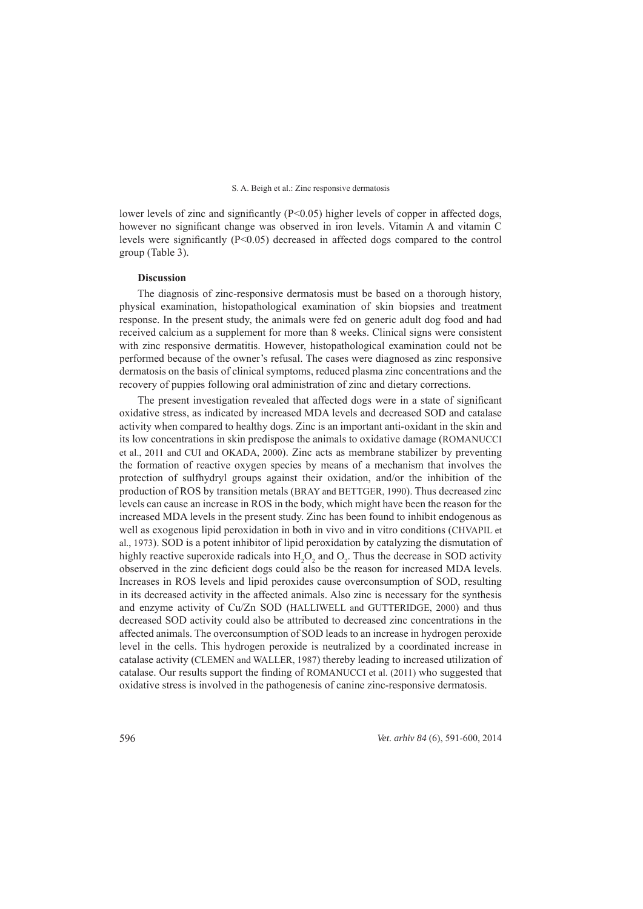lower levels of zinc and significantly ($P<0.05$) higher levels of copper in affected dogs, however no significant change was observed in iron levels. Vitamin A and vitamin C levels were significantly ($P<0.05$) decreased in affected dogs compared to the control group (Table 3).

## Discussion

The diagnosis of zinc-responsive dermatosis must be based on a thorough history, physical examination, histopathological examination of skin biopsies and treatment response. In the present study, the animals were fed on generic adult dog food and had received calcium as a supplement for more than 8 weeks. Clinical signs were consistent with zinc responsive dermatitis. However, histopathological examination could not be performed because of the owner's refusal. The cases were diagnosed as zinc responsive dermatosis on the basis of clinical symptoms, reduced plasma zinc concentrations and the recovery of puppies following oral administration of zinc and dietary corrections.

The present investigation revealed that affected dogs were in a state of significant oxidative stress, as indicated by increased MDA levels and decreased SOD and catalase activity when compared to healthy dogs. Zinc is an important anti-oxidant in the skin and its low concentrations in skin predispose the animals to oxidative damage (ROMANUCCI et al., 2011 and CUI and OKADA, 2000). Zinc acts as membrane stabilizer by preventing the formation of reactive oxygen species by means of a mechanism that involves the protection of sulfhydryl groups against their oxidation, and/or the inhibition of the production of ROS by transition metals (BRAY and BETTGER, 1990). Thus decreased zinc levels can cause an increase in ROS in the body, which might have been the reason for the increased MDA levels in the present study. Zinc has been found to inhibit endogenous as well as exogenous lipid peroxidation in both in vivo and in vitro conditions (CHVAPIL et al., 1973). SOD is a potent inhibitor of lipid peroxidation by catalyzing the dismutation of highly reactive superoxide radicals into $H_2O_2$ and $O_2$. Thus the decrease in SOD activity observed in the zinc deficient dogs could also be the reason for increased MDA levels. Increases in ROS levels and lipid peroxides cause overconsumption of SOD, resulting in its decreased activity in the affected animals. Also zinc is necessary for the synthesis and enzyme activity of Cu/Zn SOD (HALLIWELL and GUTTERIDGE, 2000) and thus decreased SOD activity could also be attributed to decreased zinc concentrations in the affected animals. The overconsumption of SOD leads to an increase in hydrogen peroxide level in the cells. This hydrogen peroxide is neutralized by a coordinated increase in catalase activity (CLEMEN and WALLER, 1987) thereby leading to increased utilization of catalase. Our results support the finding of ROMANUCCI et al. (2011) who suggested that oxidative stress is involved in the pathogenesis of canine zinc-responsive dermatosis.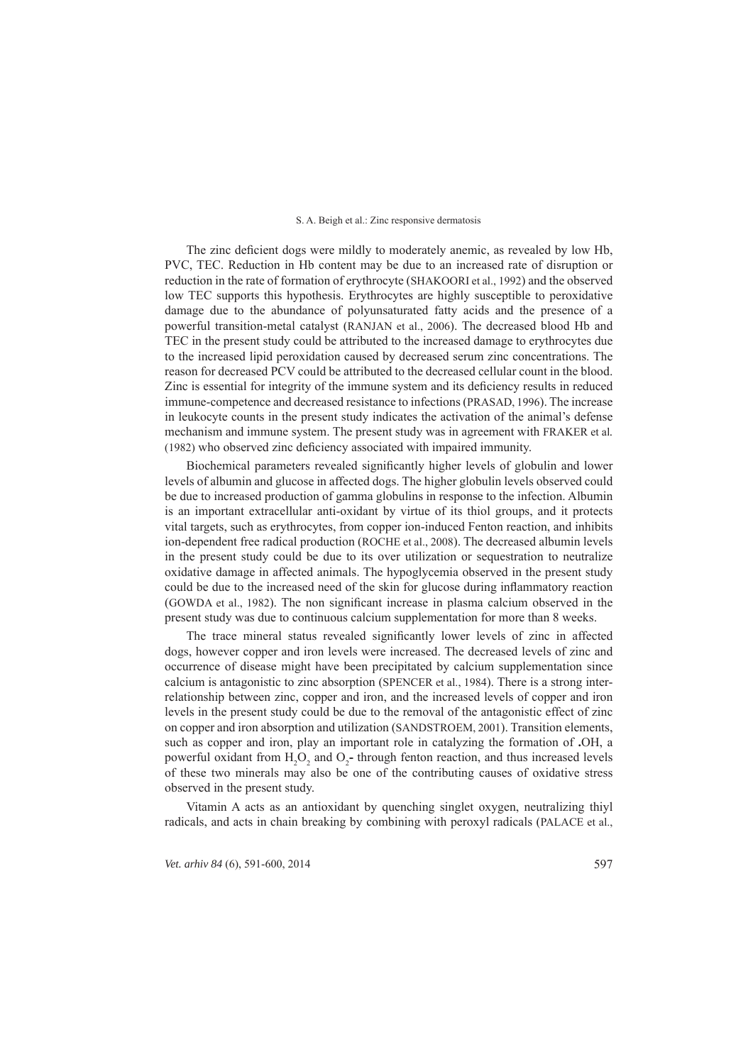The zinc deficient dogs were mildly to moderately anemic, as revealed by low Hb, PVC, TEC. Reduction in Hb content may be due to an increased rate of disruption or reduction in the rate of formation of erythrocyte (SHAKOORI et al., 1992) and the observed low TEC supports this hypothesis. Erythrocytes are highly susceptible to peroxidative damage due to the abundance of polyunsaturated fatty acids and the presence of a powerful transition-metal catalyst (RANJAN et al., 2006). The decreased blood Hb and TEC in the present study could be attributed to the increased damage to erythrocytes due to the increased lipid peroxidation caused by decreased serum zinc concentrations. The reason for decreased PCV could be attributed to the decreased cellular count in the blood. Zinc is essential for integrity of the immune system and its deficiency results in reduced immune-competence and decreased resistance to infections (PRASAD, 1996). The increase in leukocyte counts in the present study indicates the activation of the animal's defense mechanism and immune system. The present study was in agreement with FRAKER et al. (1982) who observed zinc deficiency associated with impaired immunity.

Biochemical parameters revealed significantly higher levels of globulin and lower levels of albumin and glucose in affected dogs. The higher globulin levels observed could be due to increased production of gamma globulins in response to the infection. Albumin is an important extracellular anti-oxidant by virtue of its thiol groups, and it protects vital targets, such as erythrocytes, from copper ion-induced Fenton reaction, and inhibits ion-dependent free radical production (ROCHE et al., 2008). The decreased albumin levels in the present study could be due to its over utilization or sequestration to neutralize oxidative damage in affected animals. The hypoglycemia observed in the present study could be due to the increased need of the skin for glucose during inflammatory reaction (GOWDA et al., 1982). The non significant increase in plasma calcium observed in the present study was due to continuous calcium supplementation for more than 8 weeks.

The trace mineral status revealed significantly lower levels of zinc in affected dogs, however copper and iron levels were increased. The decreased levels of zinc and occurrence of disease might have been precipitated by calcium supplementation since calcium is antagonistic to zinc absorption (SPENCER et al., 1984). There is a strong inter-relationship between zinc, copper and iron, and the increased levels of copper and iron levels in the present study could be due to the removal of the antagonistic effect of zinc on copper and iron absorption and utilization (SANDSTROEM, 2001). Transition elements, such as copper and iron, play an important role in catalyzing the formation of .OH, a powerful oxidant from $H_2O_2$ and $O_2$- through fenton reaction, and thus increased levels of these two minerals may also be one of the contributing causes of oxidative stress observed in the present study.

Vitamin A acts as an antioxidant by quenching singlet oxygen, neutralizing thiyl radicals, and acts in chain breaking by combining with peroxyl radicals (PALACE et al.,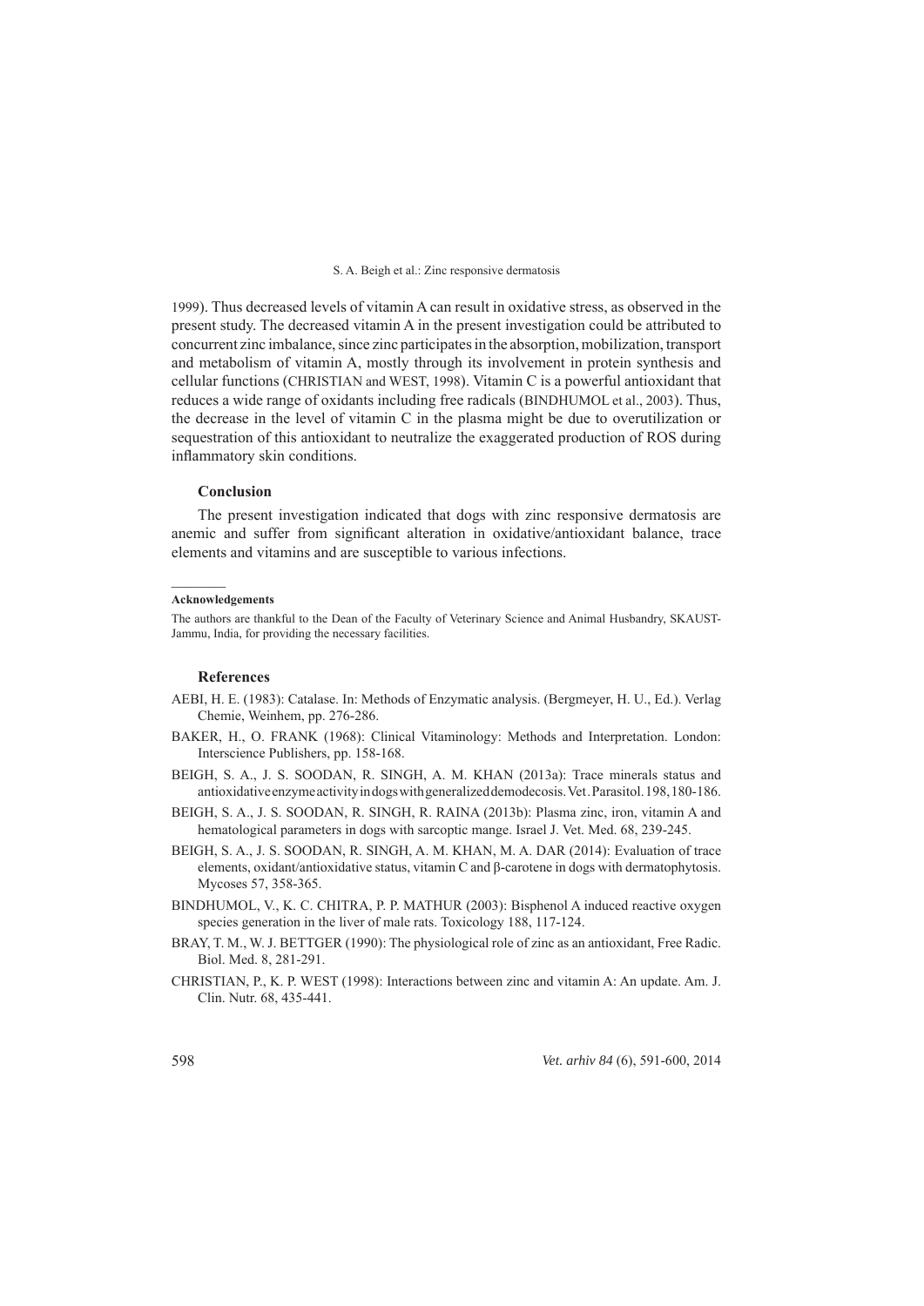1999). Thus decreased levels of vitamin A can result in oxidative stress, as observed in the present study. The decreased vitamin A in the present investigation could be attributed to concurrent zinc imbalance, since zinc participates in the absorption, mobilization, transport and metabolism of vitamin A, mostly through its involvement in protein synthesis and cellular functions (CHRISTIAN and WEST, 1998). Vitamin C is a powerful antioxidant that reduces a wide range of oxidants including free radicals (BINDHUMOL et al., 2003). Thus, the decrease in the level of vitamin C in the plasma might be due to overutilization or sequestration of this antioxidant to neutralize the exaggerated production of ROS during inflammatory skin conditions.

## Conclusion

The present investigation indicated that dogs with zinc responsive dermatosis are anemic and suffer from significant alteration in oxidative/antioxidant balance, trace elements and vitamins and are susceptible to various infections.

---

**Acknowledgements**

The authors are thankful to the Dean of the Faculty of Veterinary Science and Animal Husbandry, SKAUST-Jammu, India, for providing the necessary facilities.

## References

AEBI, H. E. (1983): Catalase. In: Methods of Enzymatic analysis. (Bergmeyer, H. U., Ed.). Verlag Chemie, Weinhem, pp. 276-286.

BAKER, H., O. FRANK (1968): Clinical Vitaminology: Methods and Interpretation. London: Interscience Publishers, pp. 158-168.

BEIGH, S. A., J. S. SOODAN, R. SINGH, A. M. KHAN (2013a): Trace minerals status and antioxidative enzyme activity in dogs with generalized demodecosis. Vet. Parasitol. 198, 180-186.

BEIGH, S. A., J. S. SOODAN, R. SINGH, R. RAINA (2013b): Plasma zinc, iron, vitamin A and hematological parameters in dogs with sarcoptic mange. Israel J. Vet. Med. 68, 239-245.

BEIGH, S. A., J. S. SOODAN, R. SINGH, A. M. KHAN, M. A. DAR (2014): Evaluation of trace elements, oxidant/antioxidative status, vitamin C and β-carotene in dogs with dermatophytosis. Mycoses 57, 358-365.

BINDHUMOL, V., K. C. CHITRA, P. P. MATHUR (2003): Bisphenol A induced reactive oxygen species generation in the liver of male rats. Toxicology 188, 117-124.

BRAY, T. M., W. J. BETTGER (1990): The physiological role of zinc as an antioxidant, Free Radic. Biol. Med. 8, 281-291.

CHRISTIAN, P., K. P. WEST (1998): Interactions between zinc and vitamin A: An update. Am. J. Clin. Nutr. 68, 435-441.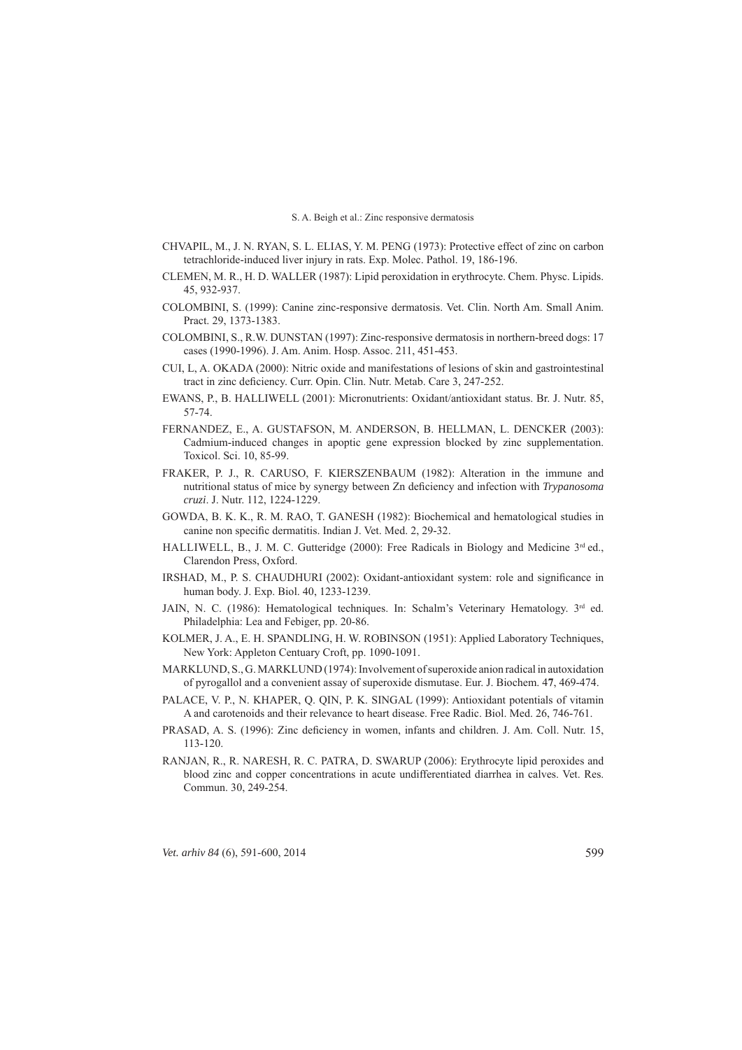CHVAPIL, M., J. N. RYAN, S. L. ELIAS, Y. M. PENG (1973): Protective effect of zinc on carbon tetrachloride-induced liver injury in rats. Exp. Molec. Pathol. 19, 186-196.

CLEMEN, M. R., H. D. WALLER (1987): Lipid peroxidation in erythrocyte. Chem. Physc. Lipids. 45, 932-937.

COLOMBINI, S. (1999): Canine zinc-responsive dermatosis. Vet. Clin. North Am. Small Anim. Pract. 29, 1373-1383.

COLOMBINI, S., R.W. DUNSTAN (1997): Zinc-responsive dermatosis in northern-breed dogs: 17 cases (1990-1996). J. Am. Anim. Hosp. Assoc. 211, 451-453.

CUI, L, A. OKADA (2000): Nitric oxide and manifestations of lesions of skin and gastrointestinal tract in zinc deficiency. Curr. Opin. Clin. Nutr. Metab. Care 3, 247-252.

EWANS, P., B. HALLIWELL (2001): Micronutrients: Oxidant/antioxidant status. Br. J. Nutr. 85, 57-74.

FERNANDEZ, E., A. GUSTAFSON, M. ANDERSON, B. HELLMAN, L. DENCKER (2003): Cadmium-induced changes in apoptic gene expression blocked by zinc supplementation. Toxicol. Sci. 10, 85-99.

FRAKER, P. J., R. CARUSO, F. KIERSZENBAUM (1982): Alteration in the immune and nutritional status of mice by synergy between Zn deficiency and infection with *Trypanosoma cruzi*. J. Nutr. 112, 1224-1229.

GOWDA, B. K. K., R. M. RAO, T. GANESH (1982): Biochemical and hematological studies in canine non specific dermatitis. Indian J. Vet. Med. 2, 29-32.

HALLIWELL, B., J. M. C. Gutteridge (2000): Free Radicals in Biology and Medicine 3rd ed., Clarendon Press, Oxford.

IRSHAD, M., P. S. CHAUDHURI (2002): Oxidant-antioxidant system: role and significance in human body. J. Exp. Biol. 40, 1233-1239.

JAIN, N. C. (1986): Hematological techniques. In: Schalm's Veterinary Hematology. 3rd ed. Philadelphia: Lea and Febiger, pp. 20-86.

KOLMER, J. A., E. H. SPANDLING, H. W. ROBINSON (1951): Applied Laboratory Techniques, New York: Appleton Centuary Croft, pp. 1090-1091.

MARKLUND, S., G. MARKLUND (1974): Involvement of superoxide anion radical in autoxidation of pyrogallol and a convenient assay of superoxide dismutase. Eur. J. Biochem. 4**7**, 469-474.

PALACE, V. P., N. KHAPER, Q. QIN, P. K. SINGAL (1999): Antioxidant potentials of vitamin A and carotenoids and their relevance to heart disease. Free Radic. Biol. Med. 26, 746-761.

PRASAD, A. S. (1996): Zinc deficiency in women, infants and children. J. Am. Coll. Nutr. 15, 113-120.

RANJAN, R., R. NARESH, R. C. PATRA, D. SWARUP (2006): Erythrocyte lipid peroxides and blood zinc and copper concentrations in acute undifferentiated diarrhea in calves. Vet. Res. Commun. 30, 249-254.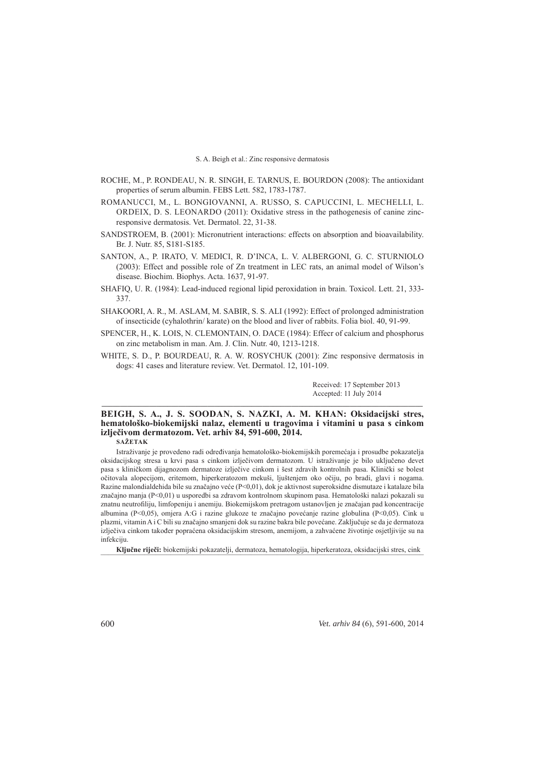ROCHE, M., P. RONDEAU, N. R. SINGH, E. TARNUS, E. BOURDON (2008): The antioxidant properties of serum albumin. FEBS Lett. 582, 1783-1787.

ROMANUCCI, M., L. BONGIOVANNI, A. RUSSO, S. CAPUCCINI, L. MECHELLI, L. ORDEIX, D. S. LEONARDO (2011): Oxidative stress in the pathogenesis of canine zinc-responsive dermatosis. Vet. Dermatol. 22, 31-38.

SANDSTROEM, B. (2001): Micronutrient interactions: effects on absorption and bioavailability. Br. J. Nutr. 85, S181-S185.

SANTON, A., P. IRATO, V. MEDICI, R. D'INCA, L. V. ALBERGONI, G. C. STURNIOLO (2003): Effect and possible role of Zn treatment in LEC rats, an animal model of Wilson's disease. Biochim. Biophys. Acta. 1637, 91-97.

SHAFIQ, U. R. (1984): Lead-induced regional lipid peroxidation in brain. Toxicol. Lett. 21, 333-337.

SHAKOORI, A. R., M. ASLAM, M. SABIR, S. S. ALI (1992): Effect of prolonged administration of insecticide (cyhalothrin/ karate) on the blood and liver of rabbits. Folia biol. 40, 91-99.

SPENCER, H., K. LOIS, N. CLEMONTAIN, O. DACE (1984): Effecr of calcium and phosphorus on zinc metabolism in man. Am. J. Clin. Nutr. 40, 1213-1218.

WHITE, S. D., P. BOURDEAU, R. A. W. ROSYCHUK (2001): Zinc responsive dermatosis in dogs: 41 cases and literature review. Vet. Dermatol. 12, 101-109.

Received: 17 September 2013
Accepted: 11 July 2014

---

**BEIGH, S. A., J. S. SOODAN, S. NAZKI, A. M. KHAN: Oksidacijski stres, hematološko-biokemijski nalaz, elementi u tragovima i vitamini u pasa s cinkom izlječivom dermatozom. Vet. arhiv 84, 591-600, 2014.**

**SAŽETAK**

Istraživanje je provedeno radi određivanja hematološko-biokemijskih poremećaja i prosudbe pokazatelja oksidacijskog stresa u krvi pasa s cinkom izlječivom dermatozom. U istraživanje je bilo uključeno devet pasa s kliničkom dijagnozom dermatoze izlječive cinkom i šest zdravih kontrolnih pasa. Klinički se bolest očitovala alopecijom, eritemom, hiperkeratozom mekuši, ljuštenjem oko očiju, po bradi, glavi i nogama. Razine malondialdehida bile su značajno veće ($P<0,01$), dok je aktivnost superoksidne dismutaze i katalaze bila značajno manja ($P<0,01$) u usporedbi sa zdravom kontrolnom skupinom pasa. Hematološki nalazi pokazali su znatnu neutrofiliju, limfopeniju i anemiju. Biokemijskom pretragom ustanovljen je značajan pad koncentracije albumina ($P<0,05$), omjera A:G i razine glukoze te značajno povećanje razine globulina ($P<0,05$). Cink u plazmi, vitamin A i C bili su značajno smanjeni dok su razine bakra bile povećane. Zaključuje se da je dermatoza izlječiva cinkom također popraćena oksidacijskim stresom, anemijom, a zahvaćene životinje osjetljivije su na infekciju.

**Ključne riječi:** biokemijski pokazatelji, dermatoza, hematologija, hiperkeratoza, oksidacijski stres, cink